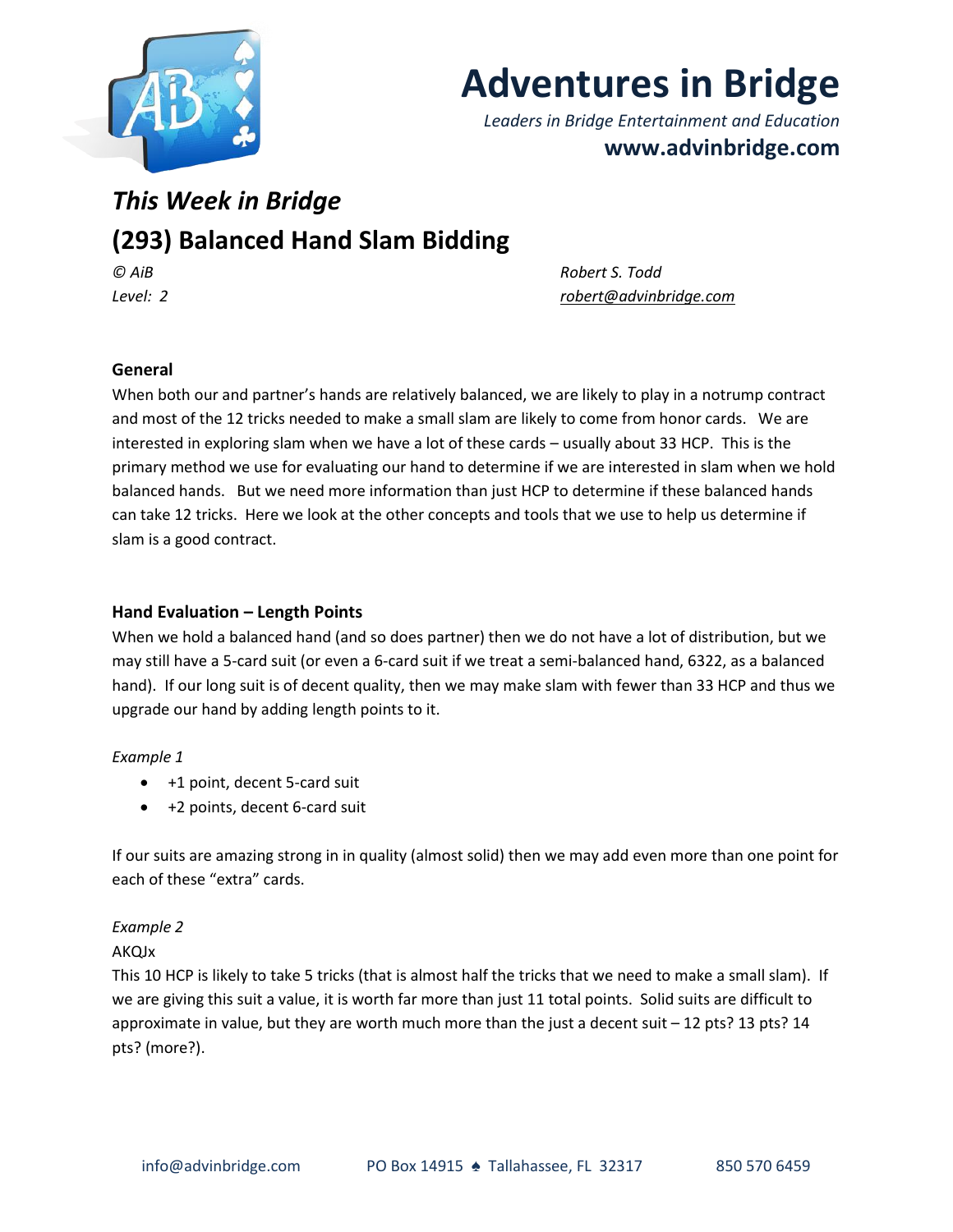# Adventures in Bridge

*Leaders in Bridge Entertainment and Education*

**www.advinbridge.com**

## *This Week in Bridge*

## (293) Balanced Hand Slam Bidding

*© AiB*
*Level: 2*

*Robert S. Todd*
*robert@advinbridge.com*

### General

When both our and partner's hands are relatively balanced, we are likely to play in a notrump contract and most of the 12 tricks needed to make a small slam are likely to come from honor cards. We are interested in exploring slam when we have a lot of these cards – usually about 33 HCP. This is the primary method we use for evaluating our hand to determine if we are interested in slam when we hold balanced hands. But we need more information than just HCP to determine if these balanced hands can take 12 tricks. Here we look at the other concepts and tools that we use to help us determine if slam is a good contract.

### Hand Evaluation – Length Points

When we hold a balanced hand (and so does partner) then we do not have a lot of distribution, but we may still have a 5-card suit (or even a 6-card suit if we treat a semi-balanced hand, 6322, as a balanced hand). If our long suit is of decent quality, then we may make slam with fewer than 33 HCP and thus we upgrade our hand by adding length points to it.

*Example 1*

- +1 point, decent 5-card suit
- +2 points, decent 6-card suit

If our suits are amazing strong in in quality (almost solid) then we may add even more than one point for each of these "extra" cards.

*Example 2*

AKQJx

This 10 HCP is likely to take 5 tricks (that is almost half the tricks that we need to make a small slam). If we are giving this suit a value, it is worth far more than just 11 total points. Solid suits are difficult to approximate in value, but they are worth much more than the just a decent suit – 12 pts? 13 pts? 14 pts? (more?).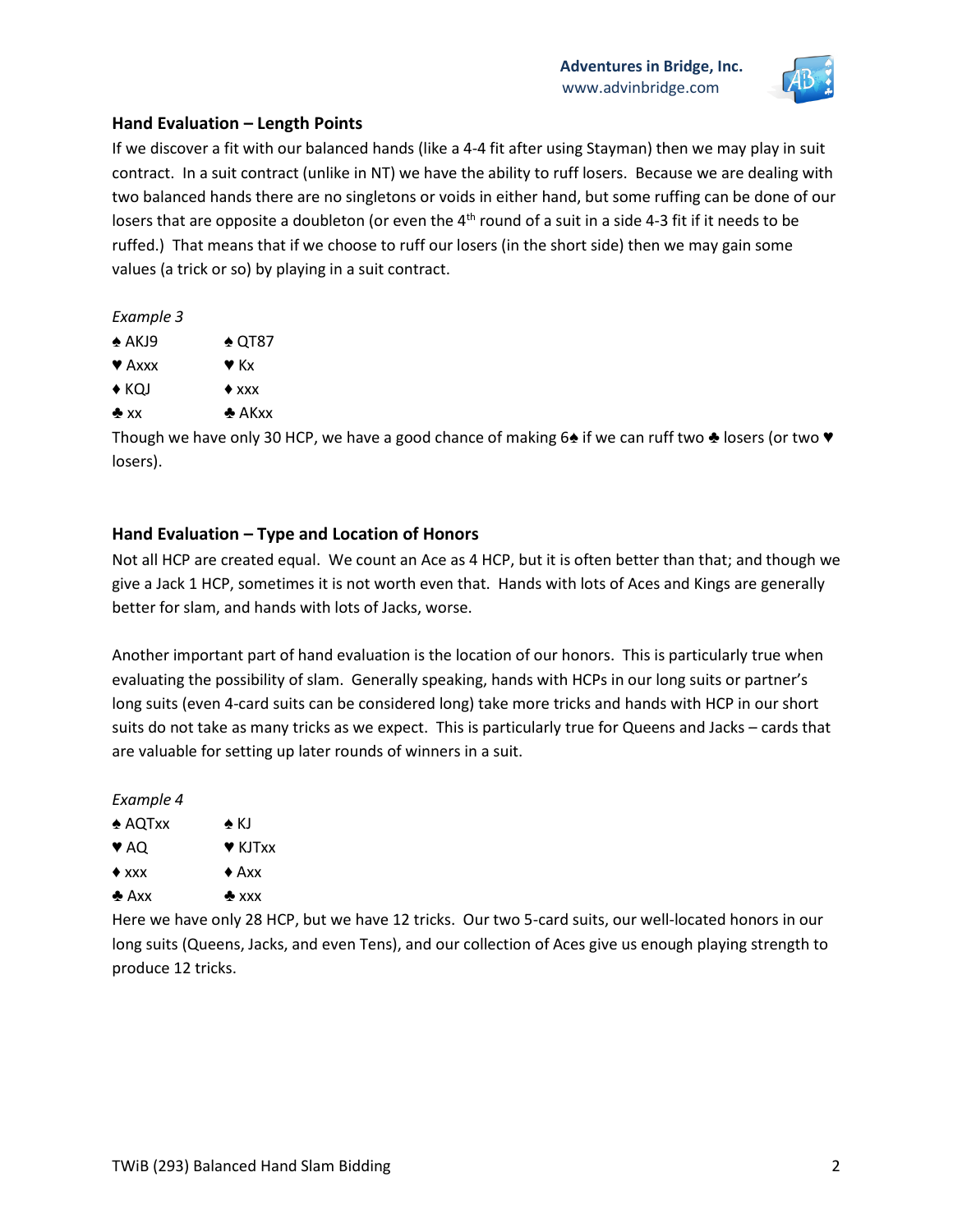### Hand Evaluation – Length Points

If we discover a fit with our balanced hands (like a 4-4 fit after using Stayman) then we may play in suit contract. In a suit contract (unlike in NT) we have the ability to ruff losers. Because we are dealing with two balanced hands there are no singletons or voids in either hand, but some ruffing can be done of our losers that are opposite a doubleton (or even the 4th round of a suit in a side 4-3 fit if it needs to be ruffed.) That means that if we choose to ruff our losers (in the short side) then we may gain some values (a trick or so) by playing in a suit contract.

*Example 3*

| | |
|---|---|
| ♠ AKJ9 | ♠ QT87 |
| ♥ Axxx | ♥ Kx |
| ♦ KQJ | ♦ xxx |
| ♣ xx | ♣ AKxx |

Though we have only 30 HCP, we have a good chance of making 6♠ if we can ruff two ♣ losers (or two ♥ losers).

### Hand Evaluation – Type and Location of Honors

Not all HCP are created equal. We count an Ace as 4 HCP, but it is often better than that; and though we give a Jack 1 HCP, sometimes it is not worth even that. Hands with lots of Aces and Kings are generally better for slam, and hands with lots of Jacks, worse.

Another important part of hand evaluation is the location of our honors. This is particularly true when evaluating the possibility of slam. Generally speaking, hands with HCPs in our long suits or partner's long suits (even 4-card suits can be considered long) take more tricks and hands with HCP in our short suits do not take as many tricks as we expect. This is particularly true for Queens and Jacks – cards that are valuable for setting up later rounds of winners in a suit.

*Example 4*

| | |
|---|---|
| ♠ AQTxx | ♠ KJ |
| ♥ AQ | ♥ KJTxx |
| ♦ xxx | ♦ Axx |
| ♣ Axx | ♣ xxx |

Here we have only 28 HCP, but we have 12 tricks. Our two 5-card suits, our well-located honors in our long suits (Queens, Jacks, and even Tens), and our collection of Aces give us enough playing strength to produce 12 tricks.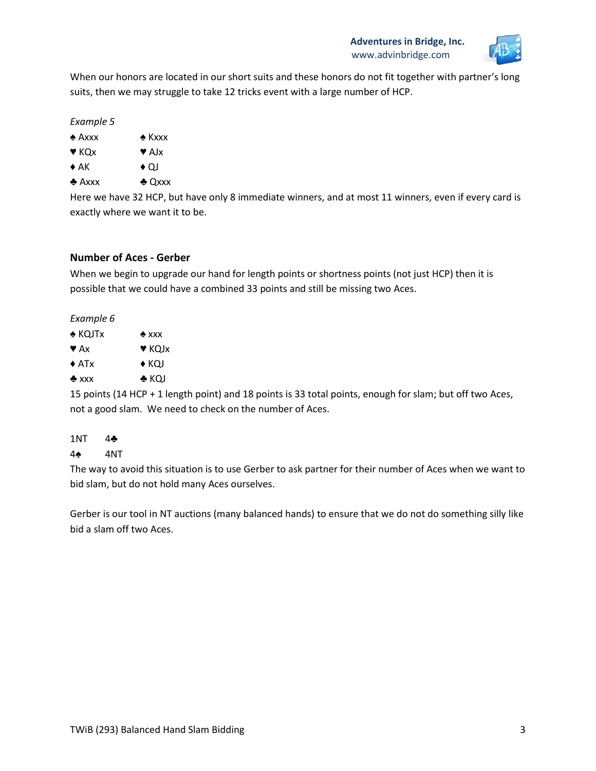When our honors are located in our short suits and these honors do not fit together with partner's long suits, then we may struggle to take 12 tricks event with a large number of HCP.

*Example 5*

| | |
|---|---|
| ♠ Axxx | ♠ Kxxx |
| ♥ KQx | ♥ AJx |
| ♦ AK | ♦ QJ |
| ♣ Axxx | ♣ Qxxx |

Here we have 32 HCP, but have only 8 immediate winners, and at most 11 winners, even if every card is exactly where we want it to be.

### Number of Aces - Gerber

When we begin to upgrade our hand for length points or shortness points (not just HCP) then it is possible that we could have a combined 33 points and still be missing two Aces.

*Example 6*

| | |
|---|---|
| ♠ KQJTx | ♠ xxx |
| ♥ Ax | ♥ KQJx |
| ♦ ATx | ♦ KQJ |
| ♣ xxx | ♣ KQJ |

15 points (14 HCP + 1 length point) and 18 points is 33 total points, enough for slam; but off two Aces, not a good slam. We need to check on the number of Aces.

| | |
|---|---|
| 1NT | 4♣ |
| 4♠ | 4NT |

The way to avoid this situation is to use Gerber to ask partner for their number of Aces when we want to bid slam, but do not hold many Aces ourselves.

Gerber is our tool in NT auctions (many balanced hands) to ensure that we do not do something silly like bid a slam off two Aces.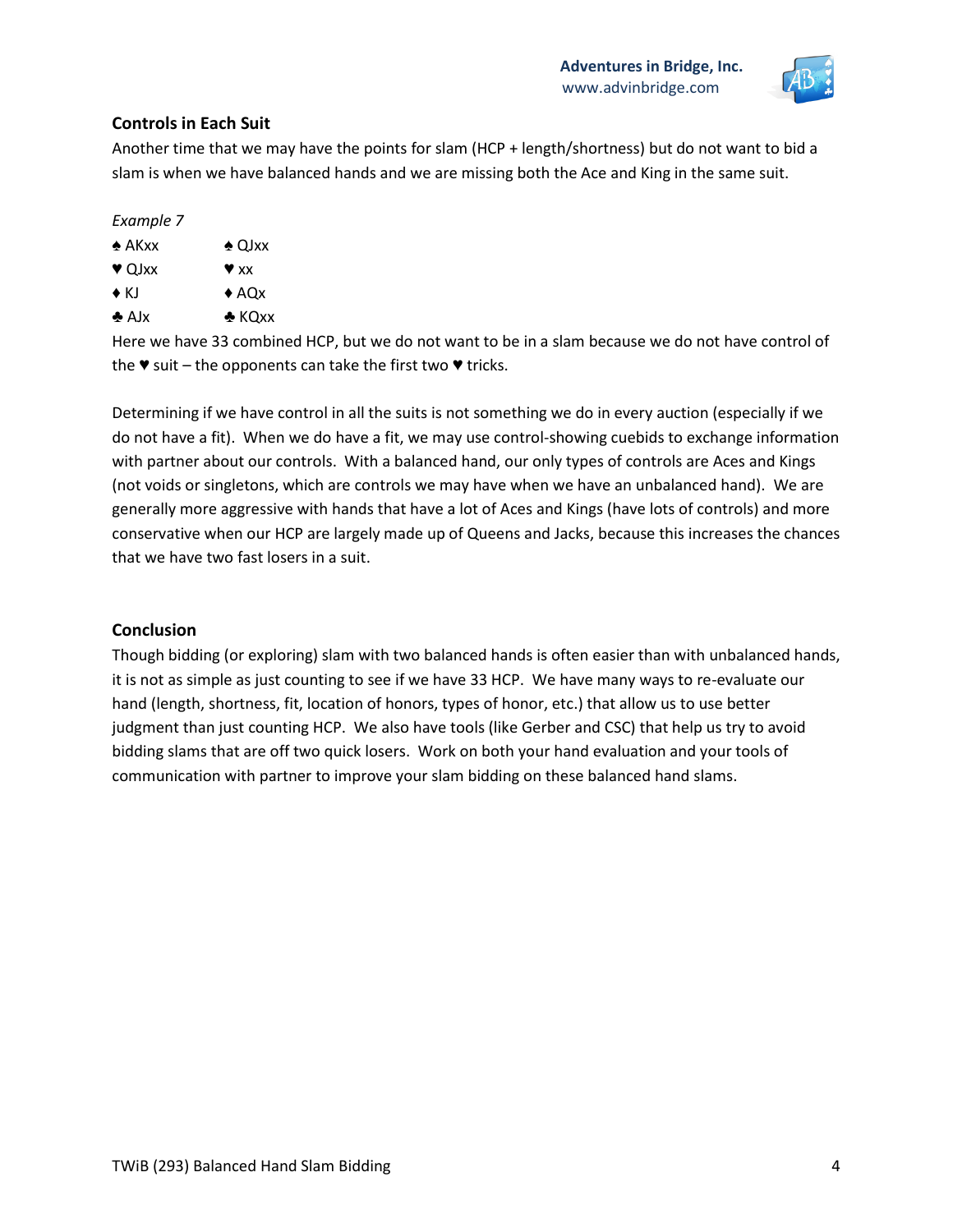## Controls in Each Suit

Another time that we may have the points for slam (HCP + length/shortness) but do not want to bid a slam is when we have balanced hands and we are missing both the Ace and King in the same suit.

*Example 7*

| | |
|---|---|
| ♠ AKxx | ♠ QJxx |
| ♥ QJxx | ♥ xx |
| ♦ KJ | ♦ AQx |
| ♣ AJx | ♣ KQxx |

Here we have 33 combined HCP, but we do not want to be in a slam because we do not have control of the ♥ suit – the opponents can take the first two ♥ tricks.

Determining if we have control in all the suits is not something we do in every auction (especially if we do not have a fit). When we do have a fit, we may use control-showing cuebids to exchange information with partner about our controls. With a balanced hand, our only types of controls are Aces and Kings (not voids or singletons, which are controls we may have when we have an unbalanced hand). We are generally more aggressive with hands that have a lot of Aces and Kings (have lots of controls) and more conservative when our HCP are largely made up of Queens and Jacks, because this increases the chances that we have two fast losers in a suit.

## Conclusion

Though bidding (or exploring) slam with two balanced hands is often easier than with unbalanced hands, it is not as simple as just counting to see if we have 33 HCP. We have many ways to re-evaluate our hand (length, shortness, fit, location of honors, types of honor, etc.) that allow us to use better judgment than just counting HCP. We also have tools (like Gerber and CSC) that help us try to avoid bidding slams that are off two quick losers. Work on both your hand evaluation and your tools of communication with partner to improve your slam bidding on these balanced hand slams.